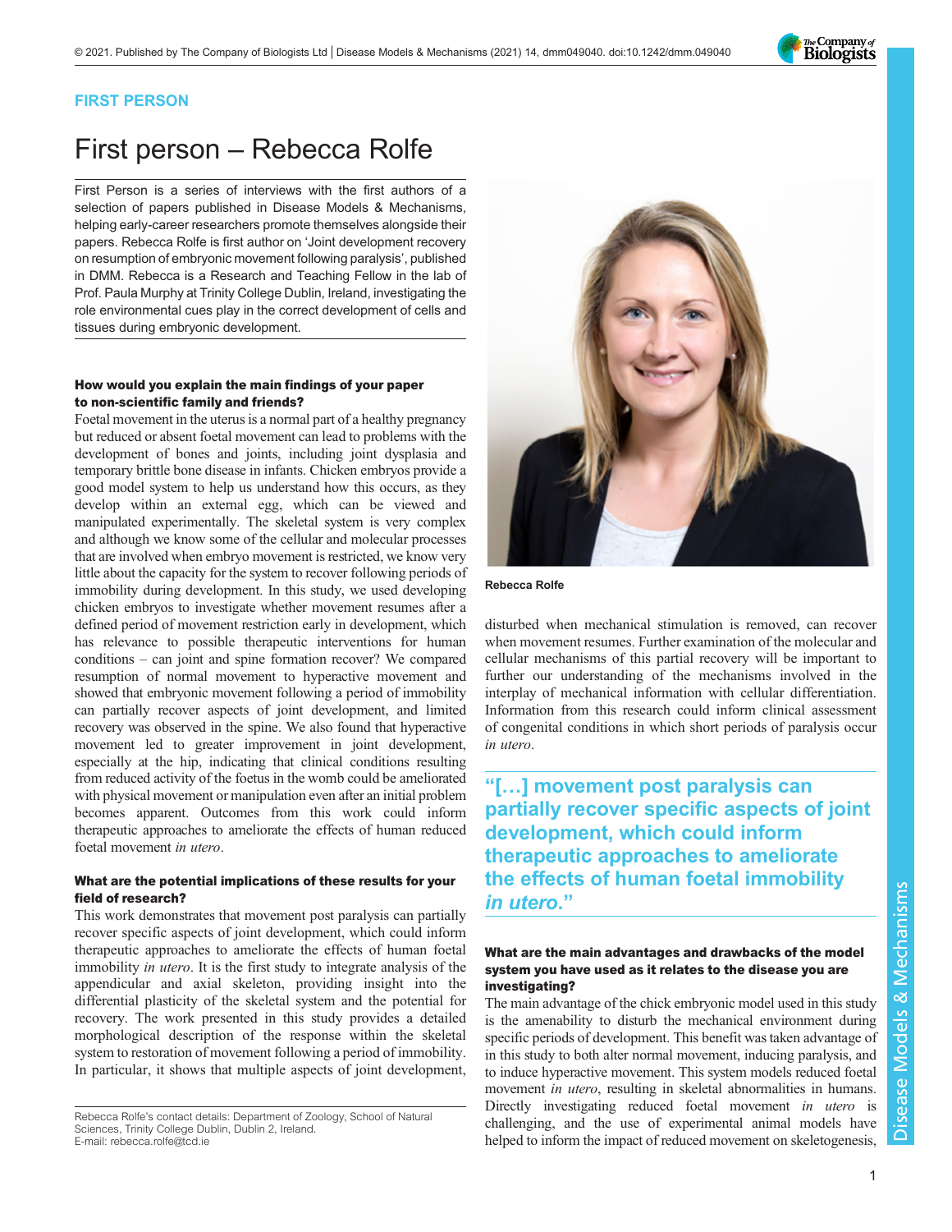FIRST PERSON

# First person – Rebecca Rolfe

First Person is a series of interviews with the first authors of a selection of papers published in Disease Models & Mechanisms, helping early-career researchers promote themselves alongside their papers. Rebecca Rolfe is first author on 'Joint development recovery on resumption of embryonic movement following paralysis', published in DMM. Rebecca is a Research and Teaching Fellow in the lab of Prof. Paula Murphy at Trinity College Dublin, Ireland, investigating the role environmental cues play in the correct development of cells and tissues during embryonic development.

Rebecca Rolfe

### How would you explain the main findings of your paper to non-scientific family and friends?

Foetal movement in the uterus is a normal part of a healthy pregnancy but reduced or absent foetal movement can lead to problems with the development of bones and joints, including joint dysplasia and temporary brittle bone disease in infants. Chicken embryos provide a good model system to help us understand how this occurs, as they develop within an external egg, which can be viewed and manipulated experimentally. The skeletal system is very complex and although we know some of the cellular and molecular processes that are involved when embryo movement is restricted, we know very little about the capacity for the system to recover following periods of immobility during development. In this study, we used developing chicken embryos to investigate whether movement resumes after a defined period of movement restriction early in development, which has relevance to possible therapeutic interventions for human conditions – can joint and spine formation recover? We compared resumption of normal movement to hyperactive movement and showed that embryonic movement following a period of immobility can partially recover aspects of joint development, and limited recovery was observed in the spine. We also found that hyperactive movement led to greater improvement in joint development, especially at the hip, indicating that clinical conditions resulting from reduced activity of the foetus in the womb could be ameliorated with physical movement or manipulation even after an initial problem becomes apparent. Outcomes from this work could inform therapeutic approaches to ameliorate the effects of human reduced foetal movement *in utero*.

### What are the potential implications of these results for your field of research?

This work demonstrates that movement post paralysis can partially recover specific aspects of joint development, which could inform therapeutic approaches to ameliorate the effects of human foetal immobility *in utero*. It is the first study to integrate analysis of the appendicular and axial skeleton, providing insight into the differential plasticity of the skeletal system and the potential for recovery. The work presented in this study provides a detailed morphological description of the response within the skeletal system to restoration of movement following a period of immobility. In particular, it shows that multiple aspects of joint development, disturbed when mechanical stimulation is removed, can recover when movement resumes. Further examination of the molecular and cellular mechanisms of this partial recovery will be important to further our understanding of the mechanisms involved in the interplay of mechanical information with cellular differentiation. Information from this research could inform clinical assessment of congenital conditions in which short periods of paralysis occur *in utero*.

> **"[…] movement post paralysis can partially recover specific aspects of joint development, which could inform therapeutic approaches to ameliorate the effects of human foetal immobility *in utero*."**

### What are the main advantages and drawbacks of the model system you have used as it relates to the disease you are investigating?

The main advantage of the chick embryonic model used in this study is the amenability to disturb the mechanical environment during specific periods of development. This benefit was taken advantage of in this study to both alter normal movement, inducing paralysis, and to induce hyperactive movement. This system models reduced foetal movement *in utero*, resulting in skeletal abnormalities in humans. Directly investigating reduced foetal movement *in utero* is challenging, and the use of experimental animal models have helped to inform the impact of reduced movement on skeletogenesis,

Rebecca Rolfe's contact details: Department of Zoology, School of Natural Sciences, Trinity College Dublin, Dublin 2, Ireland.
E-mail: rebecca.rolfe@tcd.ie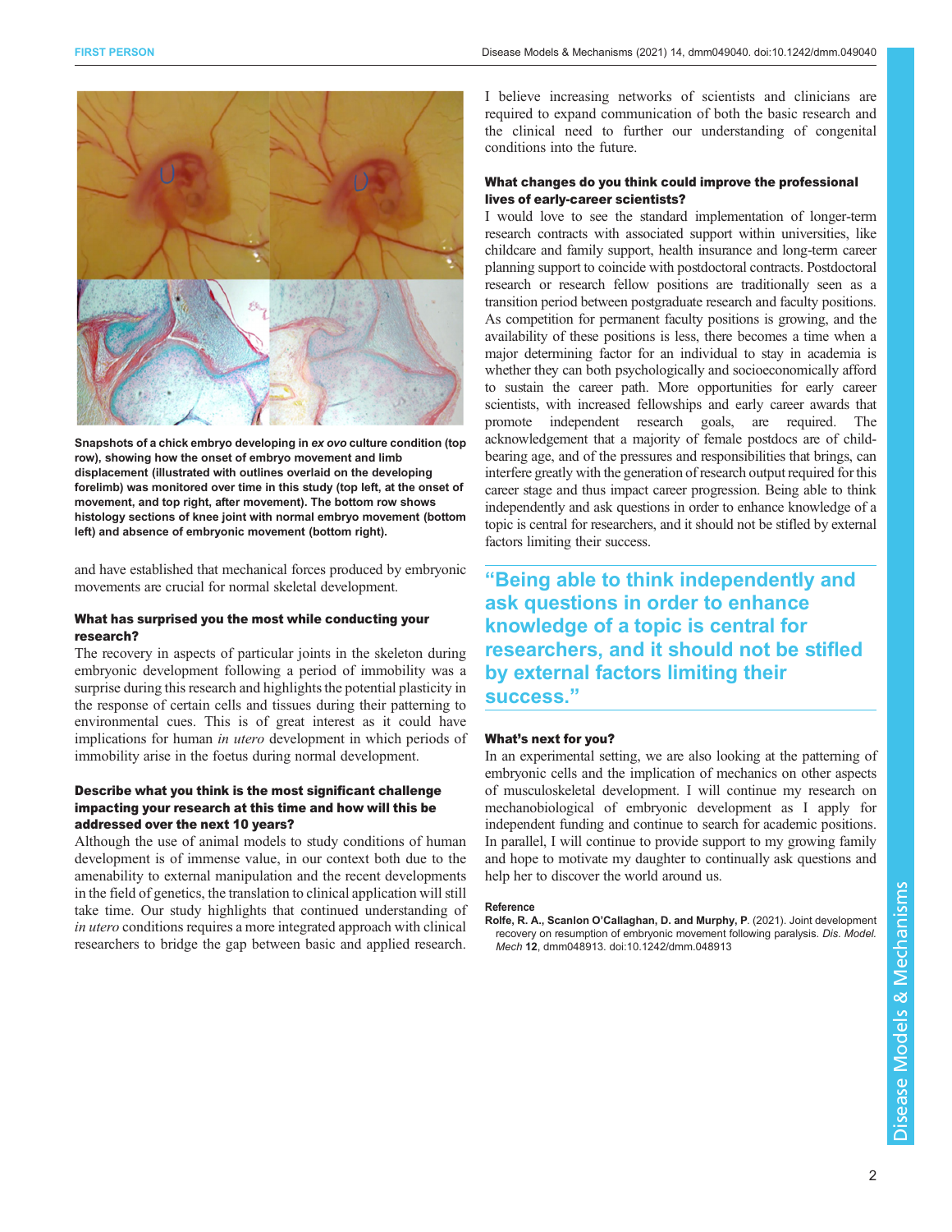Snapshots of a chick embryo developing in *ex ovo* culture condition (top row), showing how the onset of embryo movement and limb displacement (illustrated with outlines overlaid on the developing forelimb) was monitored over time in this study (top left, at the onset of movement, and top right, after movement). The bottom row shows histology sections of knee joint with normal embryo movement (bottom left) and absence of embryonic movement (bottom right).

and have established that mechanical forces produced by embryonic movements are crucial for normal skeletal development.

### What has surprised you the most while conducting your research?

The recovery in aspects of particular joints in the skeleton during embryonic development following a period of immobility was a surprise during this research and highlights the potential plasticity in the response of certain cells and tissues during their patterning to environmental cues. This is of great interest as it could have implications for human *in utero* development in which periods of immobility arise in the foetus during normal development.

### Describe what you think is the most significant challenge impacting your research at this time and how will this be addressed over the next 10 years?

Although the use of animal models to study conditions of human development is of immense value, in our context both due to the amenability to external manipulation and the recent developments in the field of genetics, the translation to clinical application will still take time. Our study highlights that continued understanding of *in utero* conditions requires a more integrated approach with clinical researchers to bridge the gap between basic and applied research. I believe increasing networks of scientists and clinicians are required to expand communication of both the basic research and the clinical need to further our understanding of congenital conditions into the future.

### What changes do you think could improve the professional lives of early-career scientists?

I would love to see the standard implementation of longer-term research contracts with associated support within universities, like childcare and family support, health insurance and long-term career planning support to coincide with postdoctoral contracts. Postdoctoral research or research fellow positions are traditionally seen as a transition period between postgraduate research and faculty positions. As competition for permanent faculty positions is growing, and the availability of these positions is less, there becomes a time when a major determining factor for an individual to stay in academia is whether they can both psychologically and socioeconomically afford to sustain the career path. More opportunities for early career scientists, with increased fellowships and early career awards that promote independent research goals, are required. The acknowledgement that a majority of female postdocs are of child-bearing age, and of the pressures and responsibilities that brings, can interfere greatly with the generation of research output required for this career stage and thus impact career progression. Being able to think independently and ask questions in order to enhance knowledge of a topic is central for researchers, and it should not be stifled by external factors limiting their success.

> **"Being able to think independently and ask questions in order to enhance knowledge of a topic is central for researchers, and it should not be stifled by external factors limiting their success."**

### What's next for you?

In an experimental setting, we are also looking at the patterning of embryonic cells and the implication of mechanics on other aspects of musculoskeletal development. I will continue my research on mechanobiological of embryonic development as I apply for independent funding and continue to search for academic positions. In parallel, I will continue to provide support to my growing family and hope to motivate my daughter to continually ask questions and help her to discover the world around us.

#### Reference

**Rolfe, R. A., Scanlon O'Callaghan, D. and Murphy, P**. (2021). Joint development recovery on resumption of embryonic movement following paralysis. *Dis. Model. Mech* **12**, dmm048913. doi:10.1242/dmm.048913